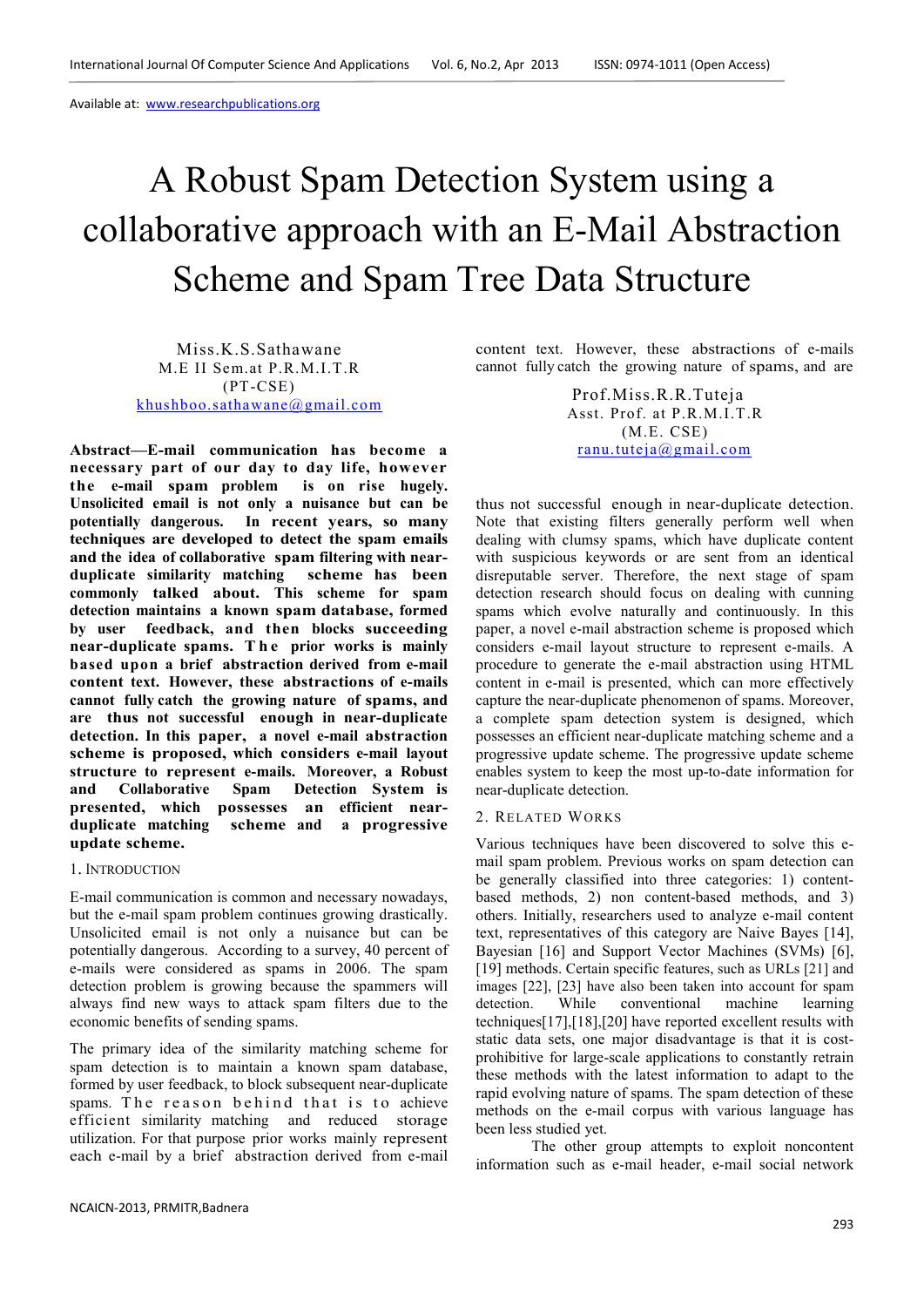Available at: www.researchpublications.org

# A Robust Spam Detection System using a collaborative approach with an E-Mail Abstraction Scheme and Spam Tree Data Structure

Miss.K.S.Sathawane
M.E II Sem.at P.R.M.I.T.R
(PT-CSE)
khushboo.sathawane@gmail.com

Prof.Miss.R.R.Tuteja
Asst. Prof. at P.R.M.I.T.R
(M.E. CSE)
ranu.tuteja@gmail.com

**Abstract—E-mail communication has become a necessary part of our day to day life, however the e-mail spam problem is on rise hugely. Unsolicited email is not only a nuisance but can be potentially dangerous. In recent years, so many techniques are developed to detect the spam emails and the idea of collaborative spam filtering with near-duplicate similarity matching scheme has been commonly talked about. This scheme for spam detection maintains a known spam database, formed by user feedback, and then blocks succeeding near-duplicate spams. The prior works is mainly based upon a brief abstraction derived from e-mail content text. However, these abstractions of e-mails cannot fully catch the growing nature of spams, and are thus not successful enough in near-duplicate detection. In this paper, a novel e-mail abstraction scheme is proposed, which considers e-mail layout structure to represent e-mails. Moreover, a Robust and Collaborative Spam Detection System is presented, which possesses an efficient near-duplicate matching scheme and a progressive update scheme.**

## 1. INTRODUCTION

E-mail communication is common and necessary nowadays, but the e-mail spam problem continues growing drastically. Unsolicited email is not only a nuisance but can be potentially dangerous. According to a survey, 40 percent of e-mails were considered as spams in 2006. The spam detection problem is growing because the spammers will always find new ways to attack spam filters due to the economic benefits of sending spams.

The primary idea of the similarity matching scheme for spam detection is to maintain a known spam database, formed by user feedback, to block subsequent near-duplicate spams. The reason behind that is to achieve efficient similarity matching and reduced storage utilization. For that purpose prior works mainly represent each e-mail by a brief abstraction derived from e-mail content text. However, these abstractions of e-mails cannot fully catch the growing nature of spams, and are thus not successful enough in near-duplicate detection. Note that existing filters generally perform well when dealing with clumsy spams, which have duplicate content with suspicious keywords or are sent from an identical disreputable server. Therefore, the next stage of spam detection research should focus on dealing with cunning spams which evolve naturally and continuously. In this paper, a novel e-mail abstraction scheme is proposed which considers e-mail layout structure to represent e-mails. A procedure to generate the e-mail abstraction using HTML content in e-mail is presented, which can more effectively capture the near-duplicate phenomenon of spams. Moreover, a complete spam detection system is designed, which possesses an efficient near-duplicate matching scheme and a progressive update scheme. The progressive update scheme enables system to keep the most up-to-date information for near-duplicate detection.

## 2. RELATED WORKS

Various techniques have been discovered to solve this e-mail spam problem. Previous works on spam detection can be generally classified into three categories: 1) content-based methods, 2) non content-based methods, and 3) others. Initially, researchers used to analyze e-mail content text, representatives of this category are Naive Bayes [14], Bayesian [16] and Support Vector Machines (SVMs) [6], [19] methods. Certain specific features, such as URLs [21] and images [22], [23] have also been taken into account for spam detection. While conventional machine learning techniques[17],[18],[20] have reported excellent results with static data sets, one major disadvantage is that it is cost-prohibitive for large-scale applications to constantly retrain these methods with the latest information to adapt to the rapid evolving nature of spams. The spam detection of these methods on the e-mail corpus with various language has been less studied yet.

The other group attempts to exploit noncontent information such as e-mail header, e-mail social network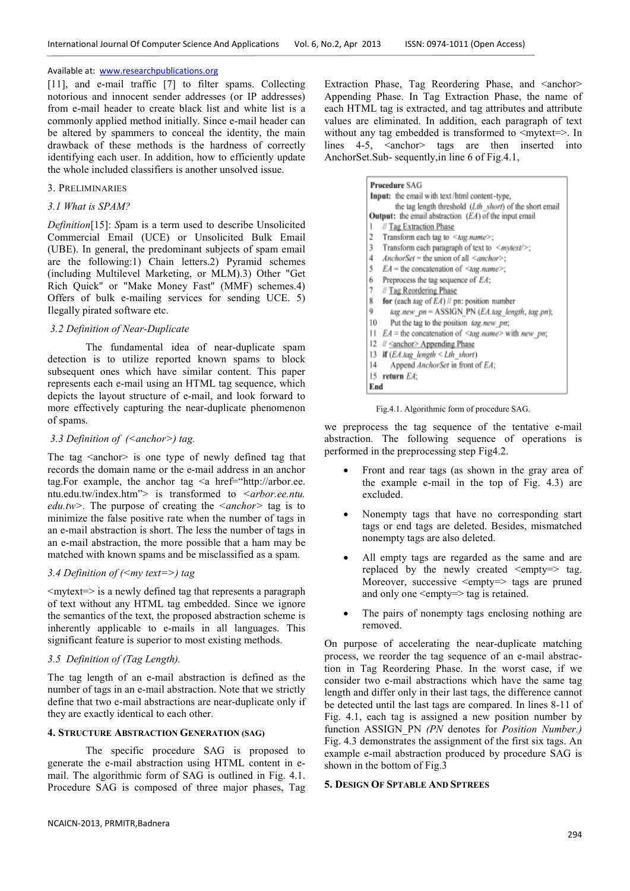[11], and e-mail traffic [7] to filter spams. Collecting notorious and innocent sender addresses (or IP addresses) from e-mail header to create black list and white list is a commonly applied method initially. Since e-mail header can be altered by spammers to conceal the identity, the main drawback of these methods is the hardness of correctly identifying each user. In addition, how to efficiently update the whole included classifiers is another unsolved issue.

## 3. PRELIMINARIES

### 3.1 What is SPAM?

*Definition*[15]: Spam is a term used to describe Unsolicited Commercial Email (UCE) or Unsolicited Bulk Email (UBE). In general, the predominant subjects of spam email are the following:1) Chain letters.2) Pyramid schemes (including Multilevel Marketing, or MLM).3) Other "Get Rich Quick" or "Make Money Fast" (MMF) schemes.4) Offers of bulk e-mailing services for sending UCE. 5) Ilegally pirated software etc.

### 3.2 Definition of Near-Duplicate

The fundamental idea of near-duplicate spam detection is to utilize reported known spams to block subsequent ones which have similar content. This paper represents each e-mail using an HTML tag sequence, which depicts the layout structure of e-mail, and look forward to more effectively capturing the near-duplicate phenomenon of spams.

### 3.3 Definition of (<anchor>) tag.

The tag <anchor> is one type of newly defined tag that records the domain name or the e-mail address in an anchor tag.For example, the anchor tag <a href="http://arbor.ee.ntu.edu.tw/index.htm"> is transformed to *<arbor.ee.ntu.edu.tw>*. The purpose of creating the *<anchor>* tag is to minimize the false positive rate when the number of tags in an e-mail abstraction is short. The less the number of tags in an e-mail abstraction, the more possible that a ham may be matched with known spams and be misclassified as a spam.

### 3.4 Definition of (<my text=>) tag

<mytext=> is a newly defined tag that represents a paragraph of text without any HTML tag embedded. Since we ignore the semantics of the text, the proposed abstraction scheme is inherently applicable to e-mails in all languages. This significant feature is superior to most existing methods.

### 3.5 Definition of (Tag Length).

The tag length of an e-mail abstraction is defined as the number of tags in an e-mail abstraction. Note that we strictly define that two e-mail abstractions are near-duplicate only if they are exactly identical to each other.

## 4. STRUCTURE ABSTRACTION GENERATION (SAG)

The specific procedure SAG is proposed to generate the e-mail abstraction using HTML content in e-mail. The algorithmic form of SAG is outlined in Fig. 4.1. Procedure SAG is composed of three major phases, Tag Extraction Phase, Tag Reordering Phase, and <anchor> Appending Phase. In Tag Extraction Phase, the name of each HTML tag is extracted, and tag attributes and attribute values are eliminated. In addition, each paragraph of text without any tag embedded is transformed to <mytext=>. In lines 4-5, <anchor> tags are then inserted into AnchorSet.Sub- sequently,in line 6 of Fig.4.1,

```
Procedure SAG
Input:  the email with text/html content-type,
        the tag length threshold (Lth_short) of the short email
Output: the email abstraction (EA) of the input email
1   // Tag Extraction Phase
2   Transform each tag to <tag.name>;
3   Transform each paragraph of text to <mytext/>;
4   AnchorSet = the union of all <anchor>;
5   EA = the concatenation of <tag.name>;
6   Preprocess the tag sequence of EA;
7   // Tag Reordering Phase
8   for (each tag of EA) // pn: position number
9       tag.new_pn = ASSIGN_PN (EA.tag_length, tag.pn);
10      Put the tag to the position tag.new_pn;
11  EA = the concatenation of <tag.name> with new_pn;
12  // <anchor> Appending Phase
13  if (EA.tag_length < Lth_short)
14      Append AnchorSet in front of EA;
15  return EA;
End
```

Fig.4.1. Algorithmic form of procedure SAG.

we preprocess the tag sequence of the tentative e-mail abstraction. The following sequence of operations is performed in the preprocessing step Fig4.2.

- Front and rear tags (as shown in the gray area of the example e-mail in the top of Fig. 4.3) are excluded.
- Nonempty tags that have no corresponding start tags or end tags are deleted. Besides, mismatched nonempty tags are also deleted.
- All empty tags are regarded as the same and are replaced by the newly created <empty=> tag. Moreover, successive <empty=> tags are pruned and only one <empty=> tag is retained.
- The pairs of nonempty tags enclosing nothing are removed.

On purpose of accelerating the near-duplicate matching process, we reorder the tag sequence of an e-mail abstraction in Tag Reordering Phase. In the worst case, if we consider two e-mail abstractions which have the same tag length and differ only in their last tags, the difference cannot be detected until the last tags are compared. In lines 8-11 of Fig. 4.1, each tag is assigned a new position number by function ASSIGN_PN *(PN denotes for Position Number.)* Fig. 4.3 demonstrates the assignment of the first six tags. An example e-mail abstraction produced by procedure SAG is shown in the bottom of Fig.3

## 5. DESIGN OF SPTABLE AND SPTREES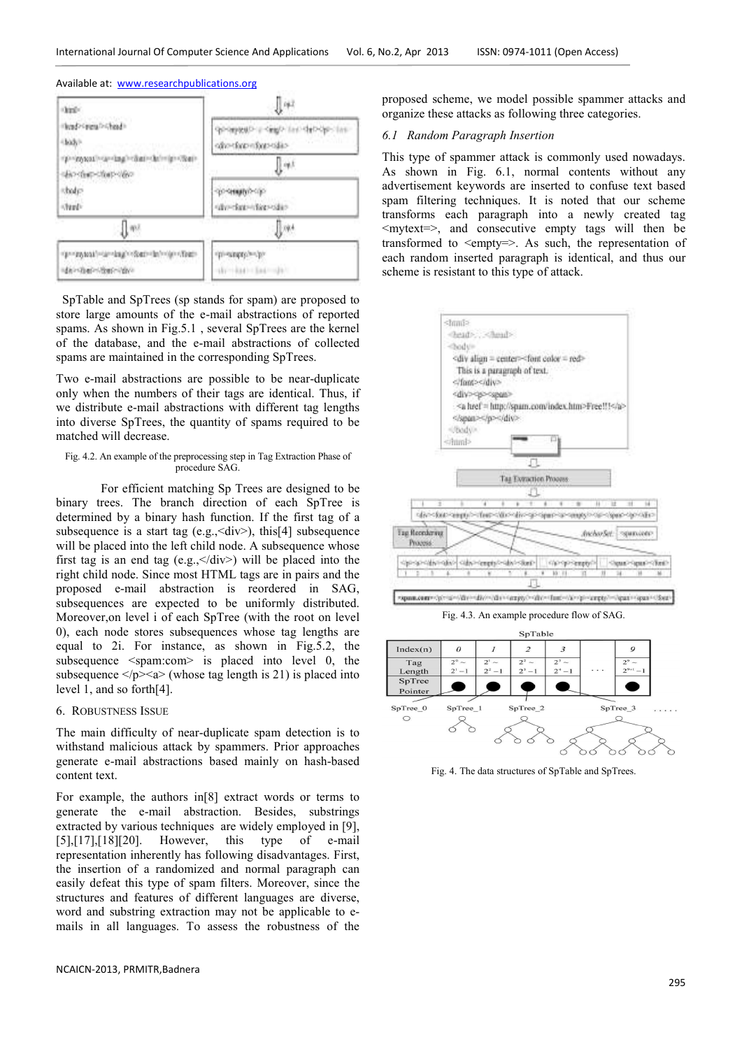Available at: www.researchpublications.org

Fig. 4.2. An example of the preprocessing step in Tag Extraction Phase of procedure SAG.

SpTable and SpTrees (sp stands for spam) are proposed to store large amounts of the e-mail abstractions of reported spams. As shown in Fig.5.1 , several SpTrees are the kernel of the database, and the e-mail abstractions of collected spams are maintained in the corresponding SpTrees.

Two e-mail abstractions are possible to be near-duplicate only when the numbers of their tags are identical. Thus, if we distribute e-mail abstractions with different tag lengths into diverse SpTrees, the quantity of spams required to be matched will decrease.

For efficient matching Sp Trees are designed to be binary trees. The branch direction of each SpTree is determined by a binary hash function. If the first tag of a subsequence is a start tag (e.g.,<div>), this[4] subsequence will be placed into the left child node. A subsequence whose first tag is an end tag (e.g.,</div>) will be placed into the right child node. Since most HTML tags are in pairs and the proposed e-mail abstraction is reordered in SAG, subsequences are expected to be uniformly distributed. Moreover,on level i of each SpTree (with the root on level 0), each node stores subsequences whose tag lengths are equal to 2i. For instance, as shown in Fig.5.2, the subsequence <spam:com> is placed into level 0, the subsequence </p><a> (whose tag length is 21) is placed into level 1, and so forth[4].

## 6. ROBUSTNESS ISSUE

The main difficulty of near-duplicate spam detection is to withstand malicious attack by spammers. Prior approaches generate e-mail abstractions based mainly on hash-based content text.

For example, the authors in[8] extract words or terms to generate the e-mail abstraction. Besides, substrings extracted by various techniques are widely employed in [9],[5],[17],[18][20]. However, this type of e-mail representation inherently has following disadvantages. First, the insertion of a randomized and normal paragraph can easily defeat this type of spam filters. Moreover, since the structures and features of different languages are diverse, word and substring extraction may not be applicable to e-mails in all languages. To assess the robustness of the proposed scheme, we model possible spammer attacks and organize these attacks as following three categories.

### 6.1 Random Paragraph Insertion

This type of spammer attack is commonly used nowadays. As shown in Fig. 6.1, normal contents without any advertisement keywords are inserted to confuse text based spam filtering techniques. It is noted that our scheme transforms each paragraph into a newly created tag <mytext=>, and consecutive empty tags will then be transformed to <empty=>. As such, the representation of each random inserted paragraph is identical, and thus our scheme is resistant to this type of attack.

Fig. 4.3. An example procedure flow of SAG.

SpTable

| Index(n) | 0 | 1 | 2 | 3 | ... | 9 |
|---|---|---|---|---|---|---|
| Tag Length | $2^0 \sim 2^1-1$ | $2^1 \sim 2^2-1$ | $2^2 \sim 2^3-1$ | $2^3 \sim 2^4-1$ | ... | $2^n \sim 2^{n+1}-1$ |
| SpTree Pointer | | | | | | |

SpTree_0 SpTree_1 SpTree_2 SpTree_3 .....

Fig. 4. The data structures of SpTable and SpTrees.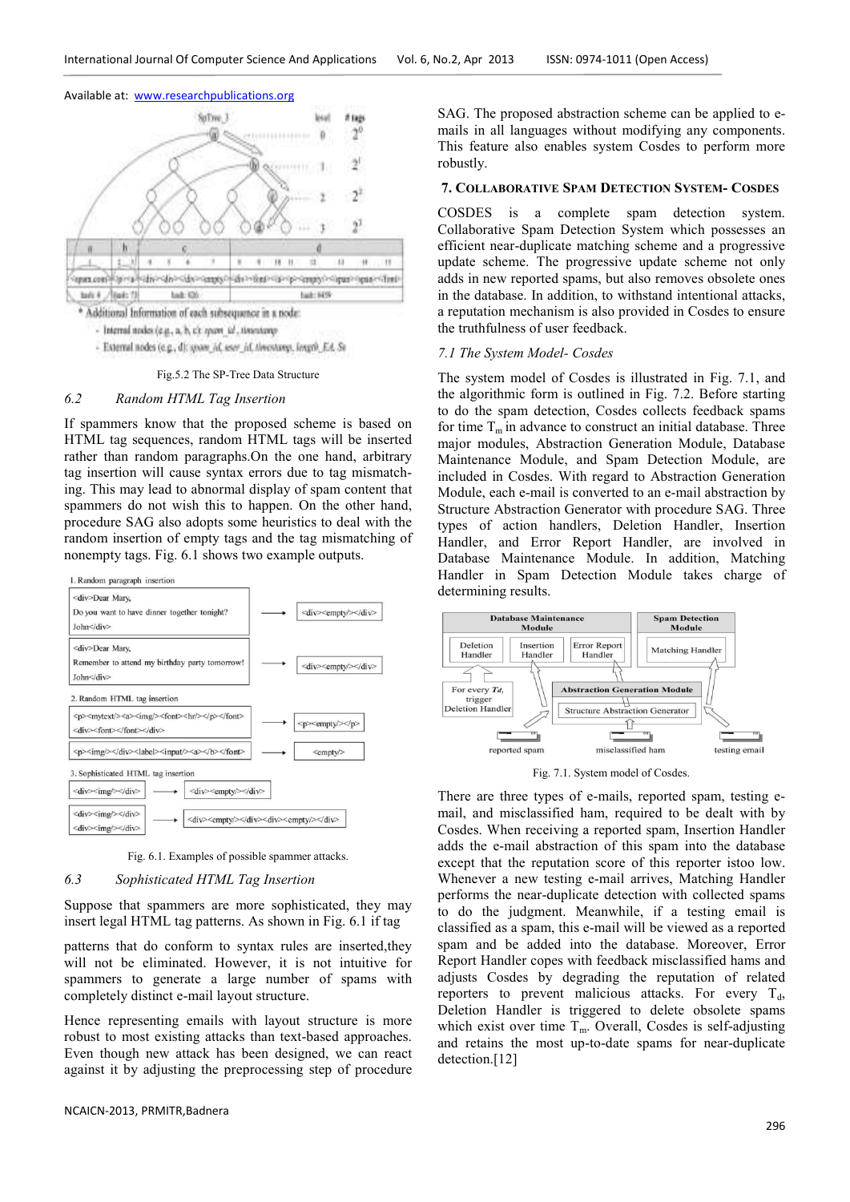Fig.5.2 The SP-Tree Data Structure

### 6.2 Random HTML Tag Insertion

If spammers know that the proposed scheme is based on HTML tag sequences, random HTML tags will be inserted rather than random paragraphs.On the one hand, arbitrary tag insertion will cause syntax errors due to tag mismatch-ing. This may lead to abnormal display of spam content that spammers do not wish this to happen. On the other hand, procedure SAG also adopts some heuristics to deal with the random insertion of empty tags and the tag mismatching of nonempty tags. Fig. 6.1 shows two example outputs.

Fig. 6.1. Examples of possible spammer attacks.

### 6.3 Sophisticated HTML Tag Insertion

Suppose that spammers are more sophisticated, they may insert legal HTML tag patterns. As shown in Fig. 6.1 if tag

patterns that do conform to syntax rules are inserted,they will not be eliminated. However, it is not intuitive for spammers to generate a large number of spams with completely distinct e-mail layout structure.

Hence representing emails with layout structure is more robust to most existing attacks than text-based approaches. Even though new attack has been designed, we can react against it by adjusting the preprocessing step of procedure SAG. The proposed abstraction scheme can be applied to e-mails in all languages without modifying any components. This feature also enables system Cosdes to perform more robustly.

## 7. Collaborative Spam Detection System- Cosdes

COSDES is a complete spam detection system. Collaborative Spam Detection System which possesses an efficient near-duplicate matching scheme and a progressive update scheme. The progressive update scheme not only adds in new reported spams, but also removes obsolete ones in the database. In addition, to withstand intentional attacks, a reputation mechanism is also provided in Cosdes to ensure the truthfulness of user feedback.

### *7.1 The System Model- Cosdes*

The system model of Cosdes is illustrated in Fig. 7.1, and the algorithmic form is outlined in Fig. 7.2. Before starting to do the spam detection, Cosdes collects feedback spams for time $T_m$ in advance to construct an initial database. Three major modules, Abstraction Generation Module, Database Maintenance Module, and Spam Detection Module, are included in Cosdes. With regard to Abstraction Generation Module, each e-mail is converted to an e-mail abstraction by Structure Abstraction Generator with procedure SAG. Three types of action handlers, Deletion Handler, Insertion Handler, and Error Report Handler, are involved in Database Maintenance Module. In addition, Matching Handler in Spam Detection Module takes charge of determining results.

Fig. 7.1. System model of Cosdes.

There are three types of e-mails, reported spam, testing e-mail, and misclassified ham, required to be dealt with by Cosdes. When receiving a reported spam, Insertion Handler adds the e-mail abstraction of this spam into the database except that the reputation score of this reporter istoo low. Whenever a new testing e-mail arrives, Matching Handler performs the near-duplicate detection with collected spams to do the judgment. Meanwhile, if a testing email is classified as a spam, this e-mail will be viewed as a reported spam and be added into the database. Moreover, Error Report Handler copes with feedback misclassified hams and adjusts Cosdes by degrading the reputation of related reporters to prevent malicious attacks. For every $T_d$, Deletion Handler is triggered to delete obsolete spams which exist over time $T_m$. Overall, Cosdes is self-adjusting and retains the most up-to-date spams for near-duplicate detection.[12]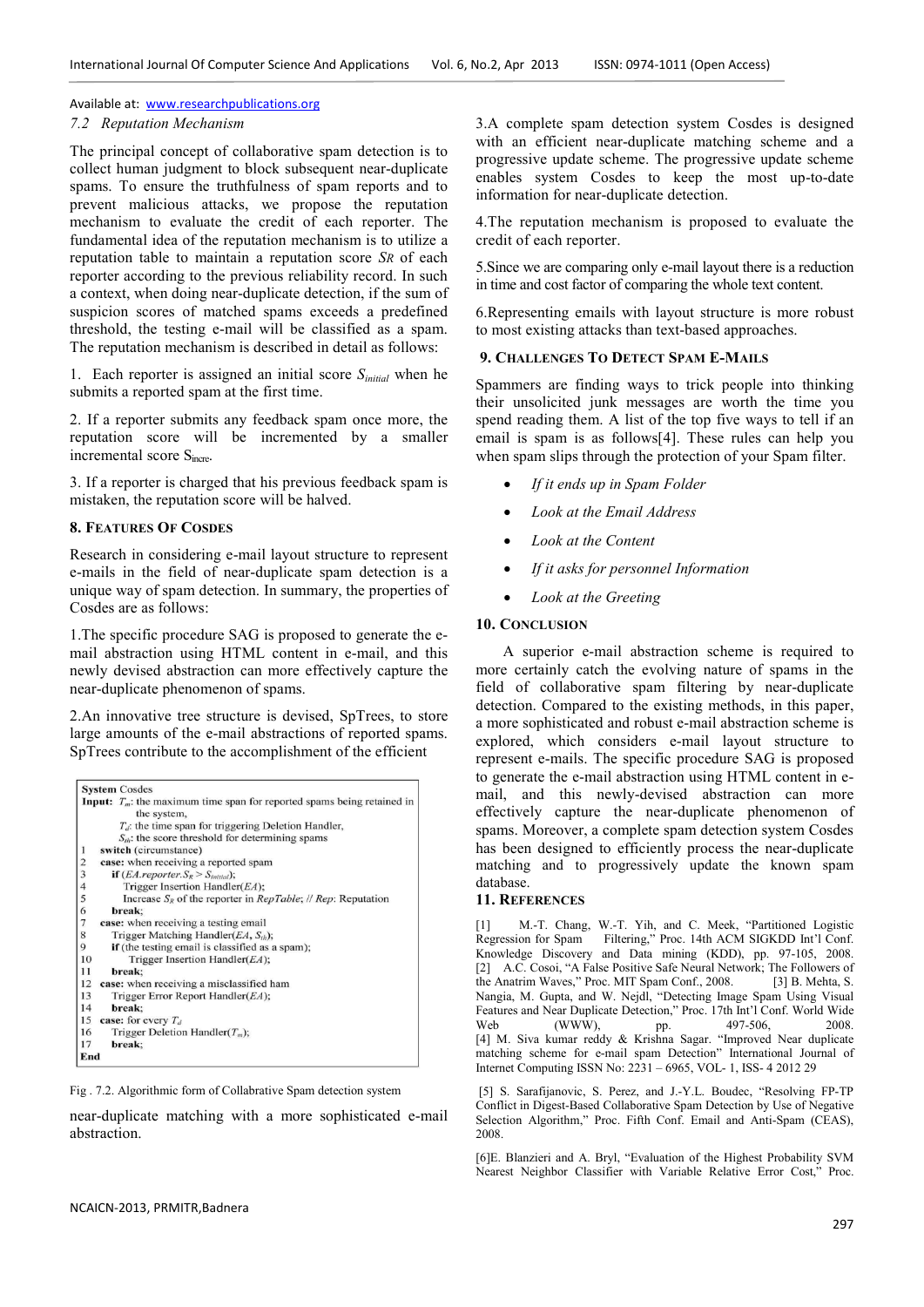Available at: www.researchpublications.org

*7.2 Reputation Mechanism*

The principal concept of collaborative spam detection is to collect human judgment to block subsequent near-duplicate spams. To ensure the truthfulness of spam reports and to prevent malicious attacks, we propose the reputation mechanism to evaluate the credit of each reporter. The fundamental idea of the reputation mechanism is to utilize a reputation table to maintain a reputation score $S_R$ of each reporter according to the previous reliability record. In such a context, when doing near-duplicate detection, if the sum of suspicion scores of matched spams exceeds a predefined threshold, the testing e-mail will be classified as a spam. The reputation mechanism is described in detail as follows:

1. Each reporter is assigned an initial score $S_{initial}$ when he submits a reported spam at the first time.

2. If a reporter submits any feedback spam once more, the reputation score will be incremented by a smaller incremental score $S_{incre}$.

3. If a reporter is charged that his previous feedback spam is mistaken, the reputation score will be halved.

## 8. Features Of Cosdes

Research in considering e-mail layout structure to represent e-mails in the field of near-duplicate spam detection is a unique way of spam detection. In summary, the properties of Cosdes are as follows:

1.The specific procedure SAG is proposed to generate the e-mail abstraction using HTML content in e-mail, and this newly devised abstraction can more effectively capture the near-duplicate phenomenon of spams.

2.An innovative tree structure is devised, SpTrees, to store large amounts of the e-mail abstractions of reported spams. SpTrees contribute to the accomplishment of the efficient near-duplicate matching with a more sophisticated e-mail abstraction.

```
System Cosdes
Input: T_m: the maximum time span for reported spams being retained in
            the system,
       T_d: the time span for triggering Deletion Handler,
       S_th: the score threshold for determining spams
1   switch (circumstance)
2     case: when receiving a reported spam
3       if (EA.reporter.S_R > S_initial);
4           Trigger Insertion Handler(EA);
5       Increase S_R of the reporter in RepTable; // Rep: Reputation
6       break;
7     case: when receiving a testing email
8       Trigger Matching Handler(EA, S_th);
9       if (the testing email is classified as a spam);
10          Trigger Insertion Handler(EA);
11      break;
12    case: when receiving a misclassified ham
13      Trigger Error Report Handler(EA);
14      break;
15    case: for every T_d
16      Trigger Deletion Handler(T_m);
17      break;
End
```

Fig . 7.2. Algorithmic form of Collabrative Spam detection system

3.A complete spam detection system Cosdes is designed with an efficient near-duplicate matching scheme and a progressive update scheme. The progressive update scheme enables system Cosdes to keep the most up-to-date information for near-duplicate detection.

4.The reputation mechanism is proposed to evaluate the credit of each reporter.

5.Since we are comparing only e-mail layout there is a reduction in time and cost factor of comparing the whole text content.

6.Representing emails with layout structure is more robust to most existing attacks than text-based approaches.

## 9. Challenges To Detect Spam E-Mails

Spammers are finding ways to trick people into thinking their unsolicited junk messages are worth the time you spend reading them. A list of the top five ways to tell if an email is spam is as follows[4]. These rules can help you when spam slips through the protection of your Spam filter.

- *If it ends up in Spam Folder*
- *Look at the Email Address*
- *Look at the Content*
- *If it asks for personnel Information*
- *Look at the Greeting*

## 10. Conclusion

A superior e-mail abstraction scheme is required to more certainly catch the evolving nature of spams in the field of collaborative spam filtering by near-duplicate detection. Compared to the existing methods, in this paper, a more sophisticated and robust e-mail abstraction scheme is explored, which considers e-mail layout structure to represent e-mails. The specific procedure SAG is proposed to generate the e-mail abstraction using HTML content in e-mail, and this newly-devised abstraction can more effectively capture the near-duplicate phenomenon of spams. Moreover, a complete spam detection system Cosdes has been designed to efficiently process the near-duplicate matching and to progressively update the known spam database.

## 11. References

[1] M.-T. Chang, W.-T. Yih, and C. Meek, "Partitioned Logistic Regression for Spam Filtering," Proc. 14th ACM SIGKDD Int'l Conf. Knowledge Discovery and Data mining (KDD), pp. 97-105, 2008.

[2] A.C. Cosoi, "A False Positive Safe Neural Network; The Followers of the Anatrim Waves," Proc. MIT Spam Conf., 2008.

[3] B. Mehta, S. Nangia, M. Gupta, and W. Nejdl, "Detecting Image Spam Using Visual Features and Near Duplicate Detection," Proc. 17th Int'l Conf. World Wide Web (WWW), pp. 497-506, 2008.

[4] M. Siva kumar reddy & Krishna Sagar. "Improved Near duplicate matching scheme for e-mail spam Detection" International Journal of Internet Computing ISSN No: 2231 – 6965, VOL- 1, ISS- 4 2012 29

[5] S. Sarafijanovic, S. Perez, and J.-Y.L. Boudec, "Resolving FP-TP Conflict in Digest-Based Collaborative Spam Detection by Use of Negative Selection Algorithm," Proc. Fifth Conf. Email and Anti-Spam (CEAS), 2008.

[6]E. Blanzieri and A. Bryl, "Evaluation of the Highest Probability SVM Nearest Neighbor Classifier with Variable Relative Error Cost," Proc.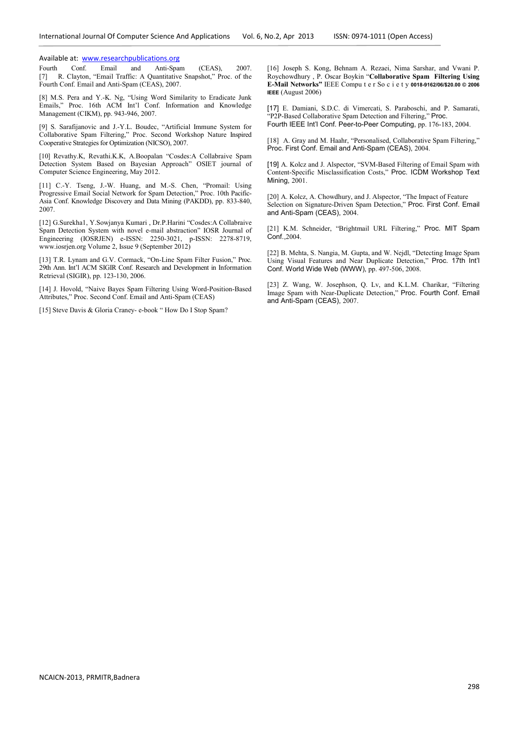Fourth Conf. Email and Anti-Spam (CEAS), 2007.

[7] R. Clayton, "Email Traffic: A Quantitative Snapshot," Proc. of the Fourth Conf. Email and Anti-Spam (CEAS), 2007.

[8] M.S. Pera and Y.-K. Ng, "Using Word Similarity to Eradicate Junk Emails," Proc. 16th ACM Int'l Conf. Information and Knowledge Management (CIKM), pp. 943-946, 2007.

[9] S. Sarafijanovic and J.-Y.L. Boudec, "Artificial Immune System for Collaborative Spam Filtering," Proc. Second Workshop Nature Inspired Cooperative Strategies for Optimization (NICSO), 2007.

[10] Revathy.K, Revathi.K.K, A.Boopalan "Cosdes:A Collabraive Spam Detection System Based on Bayesian Approach" OSIET journal of Computer Science Engineering, May 2012.

[11] C.-Y. Tseng, J.-W. Huang, and M.-S. Chen, "Promail: Using Progressive Email Social Network for Spam Detection," Proc. 10th Pacific-Asia Conf. Knowledge Discovery and Data Mining (PAKDD), pp. 833-840, 2007.

[12] G.Surekha1, Y.Sowjanya Kumari , Dr.P.Harini "Cosdes:A Collabraive Spam Detection System with novel e-mail abstraction" IOSR Journal of Engineering (IOSRJEN) e-ISSN: 2250-3021, p-ISSN: 2278-8719, www.iosrjen.org Volume 2, Issue 9 (September 2012)

[13] T.R. Lynam and G.V. Cormack, "On-Line Spam Filter Fusion," Proc. 29th Ann. Int'l ACM SIGIR Conf. Research and Development in Information Retrieval (SIGIR), pp. 123-130, 2006.

[14] J. Hovold, "Naive Bayes Spam Filtering Using Word-Position-Based Attributes," Proc. Second Conf. Email and Anti-Spam (CEAS)

[15] Steve Davis & Gloria Craney- e-book " How Do I Stop Spam?

[16] Joseph S. Kong, Behnam A. Rezaei, Nima Sarshar, and Vwani P. Roychowdhury , P. Oscar Boykin "**Collaborative Spam Filtering Using E-Mail Networks"** IEEE Computer Society **0018-9162/06/$20.00 © 2006 IEEE** (August 2006)

[17] E. Damiani, S.D.C. di Vimercati, S. Paraboschi, and P. Samarati, "P2P-Based Collaborative Spam Detection and Filtering," Proc. Fourth IEEE Int'l Conf. Peer-to-Peer Computing, pp. 176-183, 2004.

[18] A. Gray and M. Haahr, "Personalised, Collaborative Spam Filtering," Proc. First Conf. Email and Anti-Spam (CEAS), 2004.

[19] A. Kolcz and J. Alspector, "SVM-Based Filtering of Email Spam with Content-Specific Misclassification Costs," Proc. ICDM Workshop Text Mining, 2001.

[20] A. Kolcz, A. Chowdhury, and J. Alspector, "The Impact of Feature Selection on Signature-Driven Spam Detection," Proc. First Conf. Email and Anti-Spam (CEAS), 2004.

[21] K.M. Schneider, "Brightmail URL Filtering," Proc. MIT Spam Conf.,2004.

[22] B. Mehta, S. Nangia, M. Gupta, and W. Nejdl, "Detecting Image Spam Using Visual Features and Near Duplicate Detection," Proc. 17th Int'l Conf. World Wide Web (WWW), pp. 497-506, 2008.

[23] Z. Wang, W. Josephson, Q. Lv, and K.L.M. Charikar, "Filtering Image Spam with Near-Duplicate Detection," Proc. Fourth Conf. Email and Anti-Spam (CEAS), 2007.